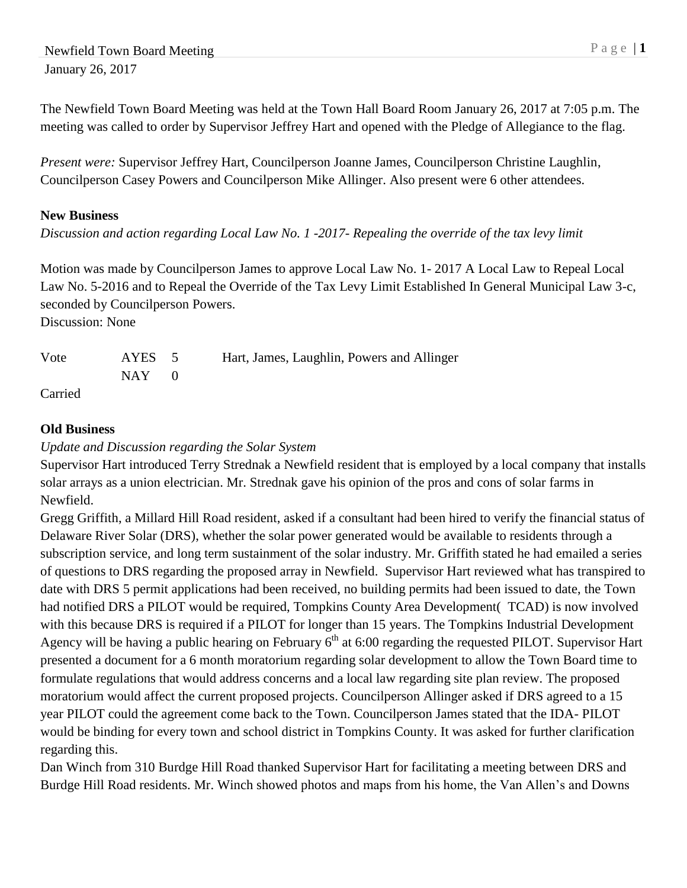Newfield Town Board Meeting
January 26, 2017

The Newfield Town Board Meeting was held at the Town Hall Board Room January 26, 2017 at 7:05 p.m. The meeting was called to order by Supervisor Jeffrey Hart and opened with the Pledge of Allegiance to the flag.

*Present were:* Supervisor Jeffrey Hart, Councilperson Joanne James, Councilperson Christine Laughlin, Councilperson Casey Powers and Councilperson Mike Allinger. Also present were 6 other attendees.

**New Business**

*Discussion and action regarding Local Law No. 1 -2017- Repealing the override of the tax levy limit*

Motion was made by Councilperson James to approve Local Law No. 1- 2017 A Local Law to Repeal Local Law No. 5-2016 and to Repeal the Override of the Tax Levy Limit Established In General Municipal Law 3-c, seconded by Councilperson Powers.
Discussion: None

| Vote | AYES | 5 | Hart, James, Laughlin, Powers and Allinger |
|---|---|---|---|
| | NAY | 0 | |

Carried

**Old Business**

*Update and Discussion regarding the Solar System*

Supervisor Hart introduced Terry Strednak a Newfield resident that is employed by a local company that installs solar arrays as a union electrician. Mr. Strednak gave his opinion of the pros and cons of solar farms in Newfield.

Gregg Griffith, a Millard Hill Road resident, asked if a consultant had been hired to verify the financial status of Delaware River Solar (DRS), whether the solar power generated would be available to residents through a subscription service, and long term sustainment of the solar industry. Mr. Griffith stated he had emailed a series of questions to DRS regarding the proposed array in Newfield. Supervisor Hart reviewed what has transpired to date with DRS 5 permit applications had been received, no building permits had been issued to date, the Town had notified DRS a PILOT would be required, Tompkins County Area Development( TCAD) is now involved with this because DRS is required if a PILOT for longer than 15 years. The Tompkins Industrial Development Agency will be having a public hearing on February 6th at 6:00 regarding the requested PILOT. Supervisor Hart presented a document for a 6 month moratorium regarding solar development to allow the Town Board time to formulate regulations that would address concerns and a local law regarding site plan review. The proposed moratorium would affect the current proposed projects. Councilperson Allinger asked if DRS agreed to a 15 year PILOT could the agreement come back to the Town. Councilperson James stated that the IDA- PILOT would be binding for every town and school district in Tompkins County. It was asked for further clarification regarding this.

Dan Winch from 310 Burdge Hill Road thanked Supervisor Hart for facilitating a meeting between DRS and Burdge Hill Road residents. Mr. Winch showed photos and maps from his home, the Van Allen's and Downs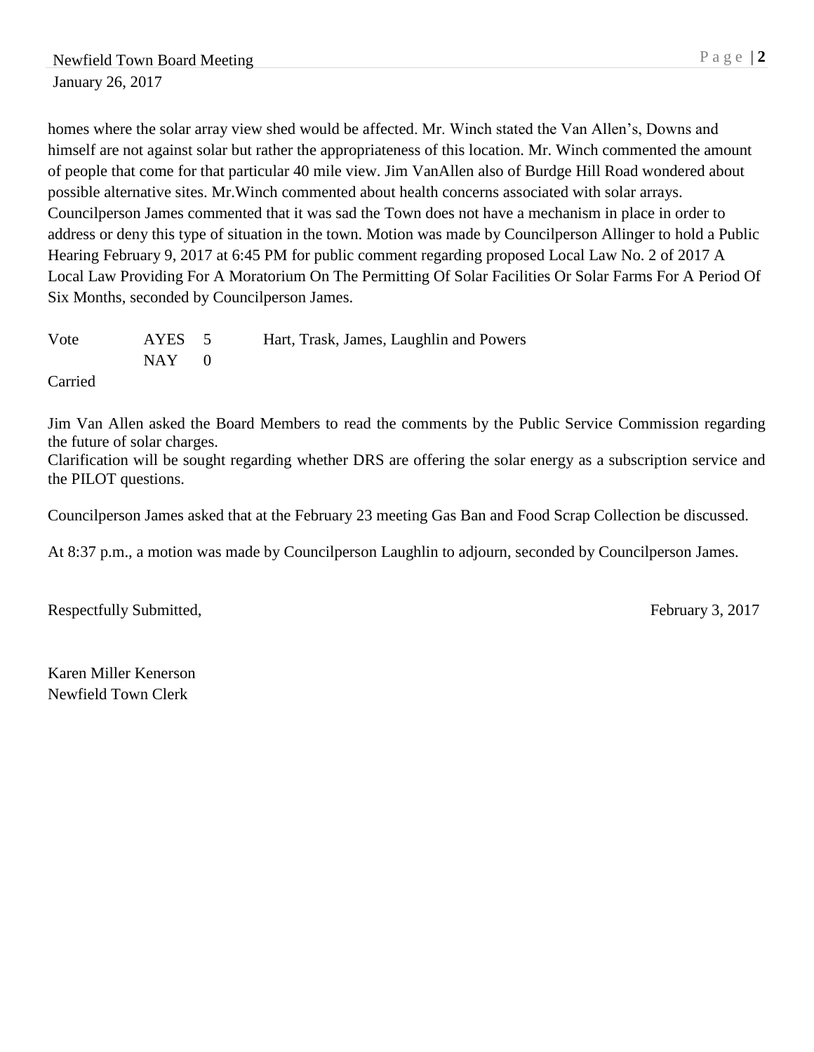homes where the solar array view shed would be affected. Mr. Winch stated the Van Allen's, Downs and himself are not against solar but rather the appropriateness of this location. Mr. Winch commented the amount of people that come for that particular 40 mile view. Jim VanAllen also of Burdge Hill Road wondered about possible alternative sites. Mr.Winch commented about health concerns associated with solar arrays. Councilperson James commented that it was sad the Town does not have a mechanism in place in order to address or deny this type of situation in the town. Motion was made by Councilperson Allinger to hold a Public Hearing February 9, 2017 at 6:45 PM for public comment regarding proposed Local Law No. 2 of 2017 A Local Law Providing For A Moratorium On The Permitting Of Solar Facilities Or Solar Farms For A Period Of Six Months, seconded by Councilperson James.

| | | | |
|---|---|---|---|
| Vote | AYES | 5 | Hart, Trask, James, Laughlin and Powers |
| | NAY | 0 | |

Carried

Jim Van Allen asked the Board Members to read the comments by the Public Service Commission regarding the future of solar charges.
Clarification will be sought regarding whether DRS are offering the solar energy as a subscription service and the PILOT questions.

Councilperson James asked that at the February 23 meeting Gas Ban and Food Scrap Collection be discussed.

At 8:37 p.m., a motion was made by Councilperson Laughlin to adjourn, seconded by Councilperson James.

Respectfully Submitted, February 3, 2017

Karen Miller Kenerson
Newfield Town Clerk